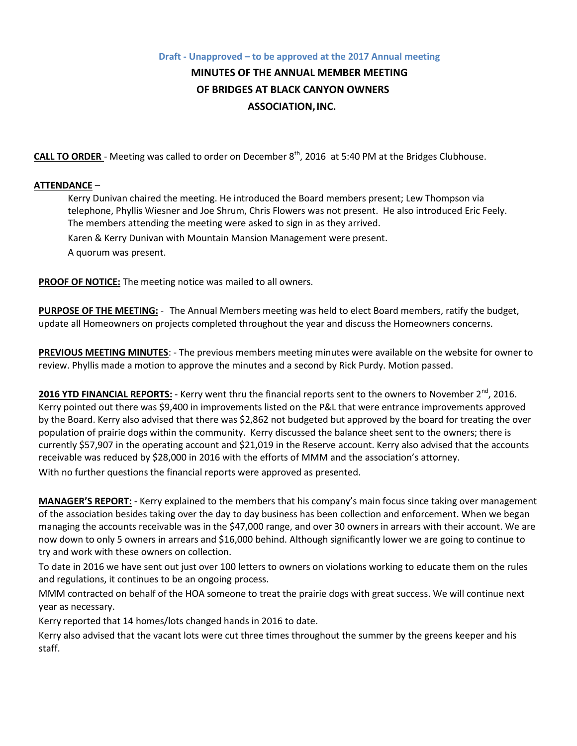**Draft - Unapproved – to be approved at the 2017 Annual meeting**

# MINUTES OF THE ANNUAL MEMBER MEETING OF BRIDGES AT BLACK CANYON OWNERS ASSOCIATION, INC.

**CALL TO ORDER** - Meeting was called to order on December 8th, 2016 at 5:40 PM at the Bridges Clubhouse.

**ATTENDANCE** –

Kerry Dunivan chaired the meeting. He introduced the Board members present; Lew Thompson via telephone, Phyllis Wiesner and Joe Shrum, Chris Flowers was not present. He also introduced Eric Feely. The members attending the meeting were asked to sign in as they arrived.

Karen & Kerry Dunivan with Mountain Mansion Management were present.

A quorum was present.

**PROOF OF NOTICE:** The meeting notice was mailed to all owners.

**PURPOSE OF THE MEETING:** - The Annual Members meeting was held to elect Board members, ratify the budget, update all Homeowners on projects completed throughout the year and discuss the Homeowners concerns.

**PREVIOUS MEETING MINUTES**: - The previous members meeting minutes were available on the website for owner to review. Phyllis made a motion to approve the minutes and a second by Rick Purdy. Motion passed.

**2016 YTD FINANCIAL REPORTS:** - Kerry went thru the financial reports sent to the owners to November 2nd, 2016. Kerry pointed out there was $9,400 in improvements listed on the P&L that were entrance improvements approved by the Board. Kerry also advised that there was $2,862 not budgeted but approved by the board for treating the over population of prairie dogs within the community. Kerry discussed the balance sheet sent to the owners; there is currently $57,907 in the operating account and $21,019 in the Reserve account. Kerry also advised that the accounts receivable was reduced by $28,000 in 2016 with the efforts of MMM and the association's attorney.

With no further questions the financial reports were approved as presented.

**MANAGER'S REPORT:** - Kerry explained to the members that his company's main focus since taking over management of the association besides taking over the day to day business has been collection and enforcement. When we began managing the accounts receivable was in the $47,000 range, and over 30 owners in arrears with their account. We are now down to only 5 owners in arrears and $16,000 behind. Although significantly lower we are going to continue to try and work with these owners on collection.

To date in 2016 we have sent out just over 100 letters to owners on violations working to educate them on the rules and regulations, it continues to be an ongoing process.

MMM contracted on behalf of the HOA someone to treat the prairie dogs with great success. We will continue next year as necessary.

Kerry reported that 14 homes/lots changed hands in 2016 to date.

Kerry also advised that the vacant lots were cut three times throughout the summer by the greens keeper and his staff.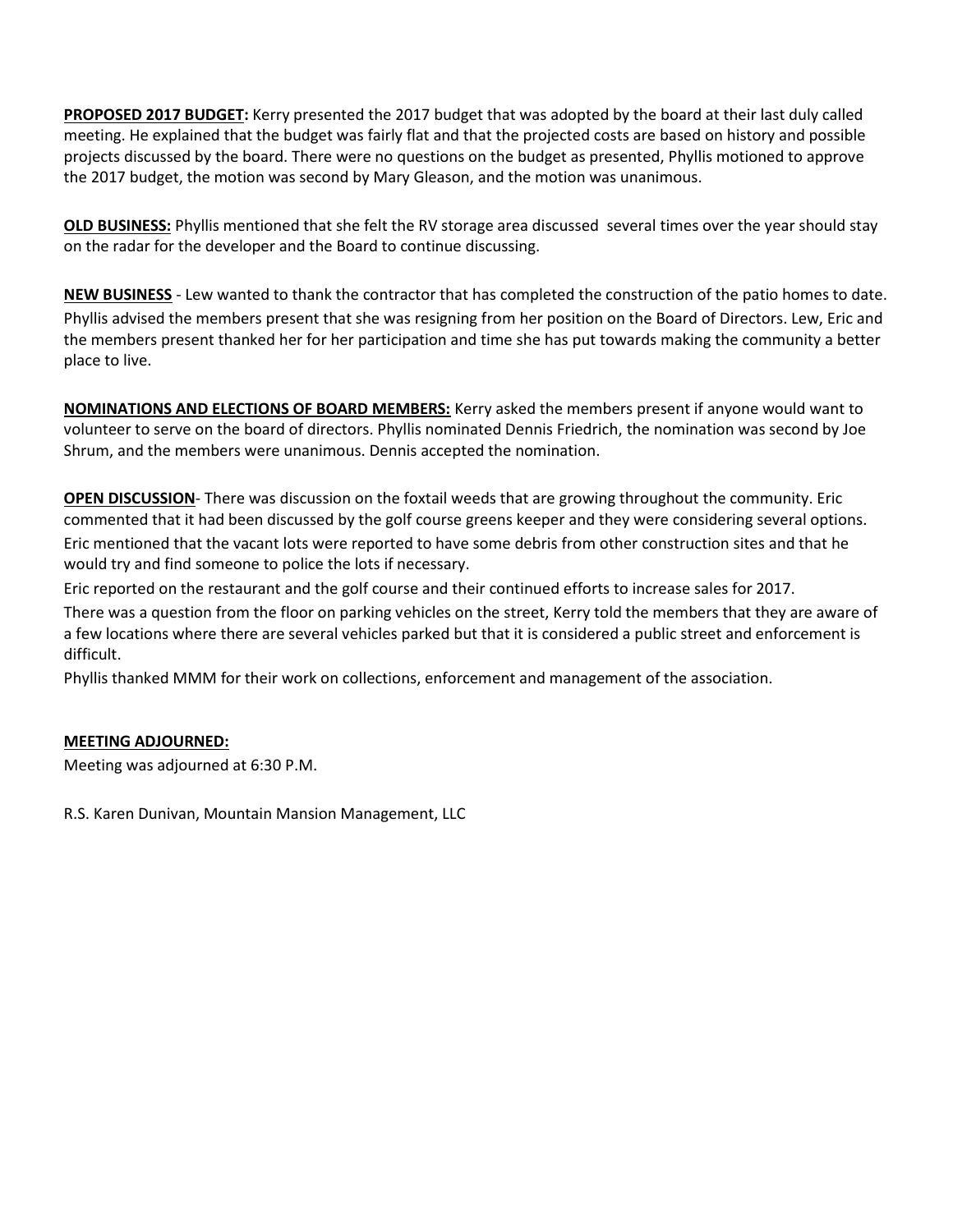**PROPOSED 2017 BUDGET:** Kerry presented the 2017 budget that was adopted by the board at their last duly called meeting. He explained that the budget was fairly flat and that the projected costs are based on history and possible projects discussed by the board. There were no questions on the budget as presented, Phyllis motioned to approve the 2017 budget, the motion was second by Mary Gleason, and the motion was unanimous.

**OLD BUSINESS:** Phyllis mentioned that she felt the RV storage area discussed several times over the year should stay on the radar for the developer and the Board to continue discussing.

**NEW BUSINESS** - Lew wanted to thank the contractor that has completed the construction of the patio homes to date. Phyllis advised the members present that she was resigning from her position on the Board of Directors. Lew, Eric and the members present thanked her for her participation and time she has put towards making the community a better place to live.

**NOMINATIONS AND ELECTIONS OF BOARD MEMBERS:** Kerry asked the members present if anyone would want to volunteer to serve on the board of directors. Phyllis nominated Dennis Friedrich, the nomination was second by Joe Shrum, and the members were unanimous. Dennis accepted the nomination.

**OPEN DISCUSSION**- There was discussion on the foxtail weeds that are growing throughout the community. Eric commented that it had been discussed by the golf course greens keeper and they were considering several options. Eric mentioned that the vacant lots were reported to have some debris from other construction sites and that he would try and find someone to police the lots if necessary.

Eric reported on the restaurant and the golf course and their continued efforts to increase sales for 2017.

There was a question from the floor on parking vehicles on the street, Kerry told the members that they are aware of a few locations where there are several vehicles parked but that it is considered a public street and enforcement is difficult.

Phyllis thanked MMM for their work on collections, enforcement and management of the association.

**MEETING ADJOURNED:**

Meeting was adjourned at 6:30 P.M.

R.S. Karen Dunivan, Mountain Mansion Management, LLC